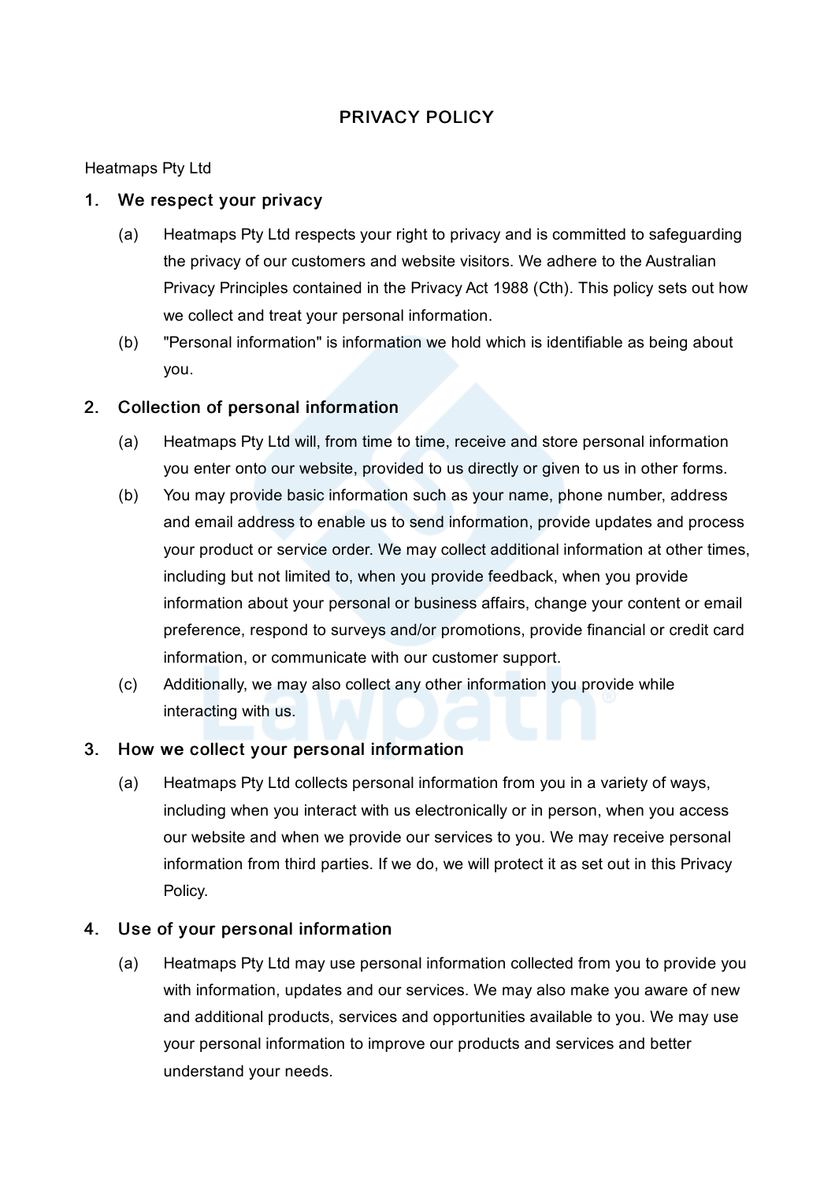# PRIVACY POLICY

Heatmaps Pty Ltd

## 1. We respect your privacy

(a) Heatmaps Pty Ltd respects your right to privacy and is committed to safeguarding the privacy of our customers and website visitors. We adhere to the Australian Privacy Principles contained in the Privacy Act 1988 (Cth). This policy sets out how we collect and treat your personal information.

(b) "Personal information" is information we hold which is identifiable as being about you.

## 2. Collection of personal information

(a) Heatmaps Pty Ltd will, from time to time, receive and store personal information you enter onto our website, provided to us directly or given to us in other forms.

(b) You may provide basic information such as your name, phone number, address and email address to enable us to send information, provide updates and process your product or service order. We may collect additional information at other times, including but not limited to, when you provide feedback, when you provide information about your personal or business affairs, change your content or email preference, respond to surveys and/or promotions, provide financial or credit card information, or communicate with our customer support.

(c) Additionally, we may also collect any other information you provide while interacting with us.

## 3. How we collect your personal information

(a) Heatmaps Pty Ltd collects personal information from you in a variety of ways, including when you interact with us electronically or in person, when you access our website and when we provide our services to you. We may receive personal information from third parties. If we do, we will protect it as set out in this Privacy Policy.

## 4. Use of your personal information

(a) Heatmaps Pty Ltd may use personal information collected from you to provide you with information, updates and our services. We may also make you aware of new and additional products, services and opportunities available to you. We may use your personal information to improve our products and services and better understand your needs.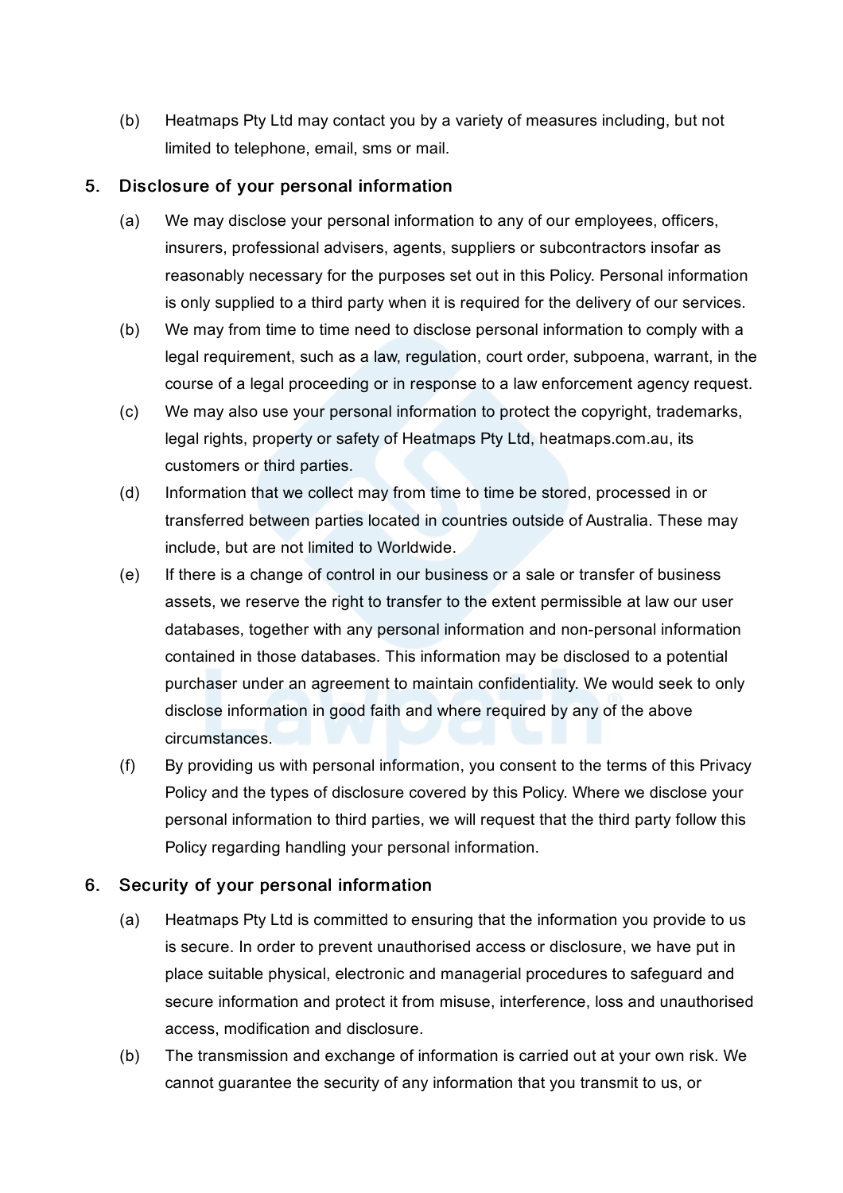(b) Heatmaps Pty Ltd may contact you by a variety of measures including, but not limited to telephone, email, sms or mail.

## 5. Disclosure of your personal information

(a) We may disclose your personal information to any of our employees, officers, insurers, professional advisers, agents, suppliers or subcontractors insofar as reasonably necessary for the purposes set out in this Policy. Personal information is only supplied to a third party when it is required for the delivery of our services.

(b) We may from time to time need to disclose personal information to comply with a legal requirement, such as a law, regulation, court order, subpoena, warrant, in the course of a legal proceeding or in response to a law enforcement agency request.

(c) We may also use your personal information to protect the copyright, trademarks, legal rights, property or safety of Heatmaps Pty Ltd, heatmaps.com.au, its customers or third parties.

(d) Information that we collect may from time to time be stored, processed in or transferred between parties located in countries outside of Australia. These may include, but are not limited to Worldwide.

(e) If there is a change of control in our business or a sale or transfer of business assets, we reserve the right to transfer to the extent permissible at law our user databases, together with any personal information and non-personal information contained in those databases. This information may be disclosed to a potential purchaser under an agreement to maintain confidentiality. We would seek to only disclose information in good faith and where required by any of the above circumstances.

(f) By providing us with personal information, you consent to the terms of this Privacy Policy and the types of disclosure covered by this Policy. Where we disclose your personal information to third parties, we will request that the third party follow this Policy regarding handling your personal information.

## 6. Security of your personal information

(a) Heatmaps Pty Ltd is committed to ensuring that the information you provide to us is secure. In order to prevent unauthorised access or disclosure, we have put in place suitable physical, electronic and managerial procedures to safeguard and secure information and protect it from misuse, interference, loss and unauthorised access, modification and disclosure.

(b) The transmission and exchange of information is carried out at your own risk. We cannot guarantee the security of any information that you transmit to us, or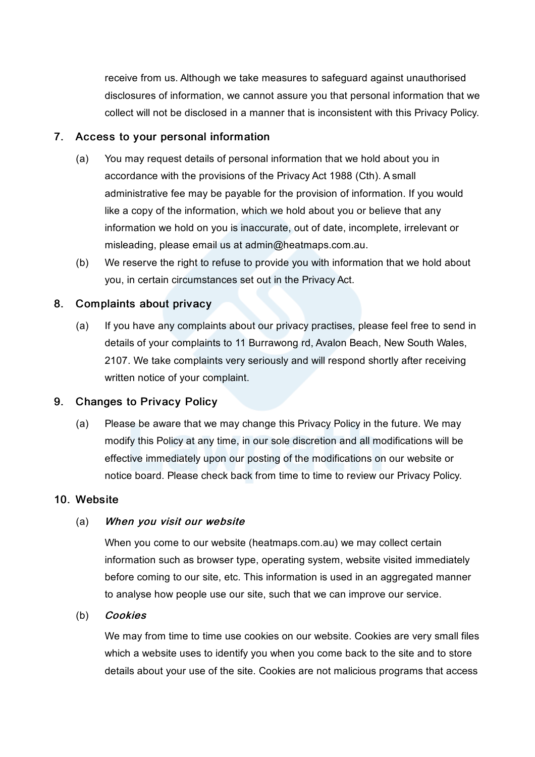receive from us. Although we take measures to safeguard against unauthorised disclosures of information, we cannot assure you that personal information that we collect will not be disclosed in a manner that is inconsistent with this Privacy Policy.

## 7. Access to your personal information

(a) You may request details of personal information that we hold about you in accordance with the provisions of the Privacy Act 1988 (Cth). A small administrative fee may be payable for the provision of information. If you would like a copy of the information, which we hold about you or believe that any information we hold on you is inaccurate, out of date, incomplete, irrelevant or misleading, please email us at admin@heatmaps.com.au.

(b) We reserve the right to refuse to provide you with information that we hold about you, in certain circumstances set out in the Privacy Act.

## 8. Complaints about privacy

(a) If you have any complaints about our privacy practises, please feel free to send in details of your complaints to 11 Burrawong rd, Avalon Beach, New South Wales, 2107. We take complaints very seriously and will respond shortly after receiving written notice of your complaint.

## 9. Changes to Privacy Policy

(a) Please be aware that we may change this Privacy Policy in the future. We may modify this Policy at any time, in our sole discretion and all modifications will be effective immediately upon our posting of the modifications on our website or notice board. Please check back from time to time to review our Privacy Policy.

## 10. Website

(a) ***When you visit our website***

When you come to our website (heatmaps.com.au) we may collect certain information such as browser type, operating system, website visited immediately before coming to our site, etc. This information is used in an aggregated manner to analyse how people use our site, such that we can improve our service.

(b) ***Cookies***

We may from time to time use cookies on our website. Cookies are very small files which a website uses to identify you when you come back to the site and to store details about your use of the site. Cookies are not malicious programs that access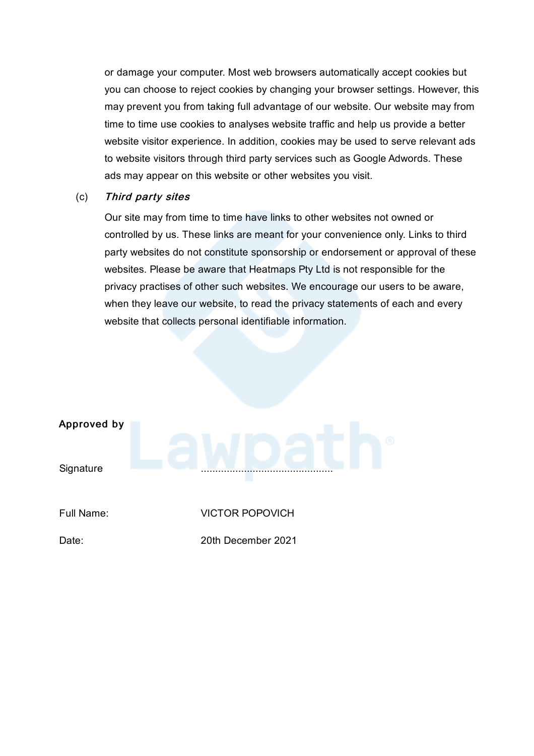or damage your computer. Most web browsers automatically accept cookies but you can choose to reject cookies by changing your browser settings. However, this may prevent you from taking full advantage of our website. Our website may from time to time use cookies to analyses website traffic and help us provide a better website visitor experience. In addition, cookies may be used to serve relevant ads to website visitors through third party services such as Google Adwords. These ads may appear on this website or other websites you visit.

(c) ***Third party sites***

Our site may from time to time have links to other websites not owned or controlled by us. These links are meant for your convenience only. Links to third party websites do not constitute sponsorship or endorsement or approval of these websites. Please be aware that Heatmaps Pty Ltd is not responsible for the privacy practises of other such websites. We encourage our users to be aware, when they leave our website, to read the privacy statements of each and every website that collects personal identifiable information.

**Approved by**

Signature ..............................................

Full Name: VICTOR POPOVICH

Date: 20th December 2021